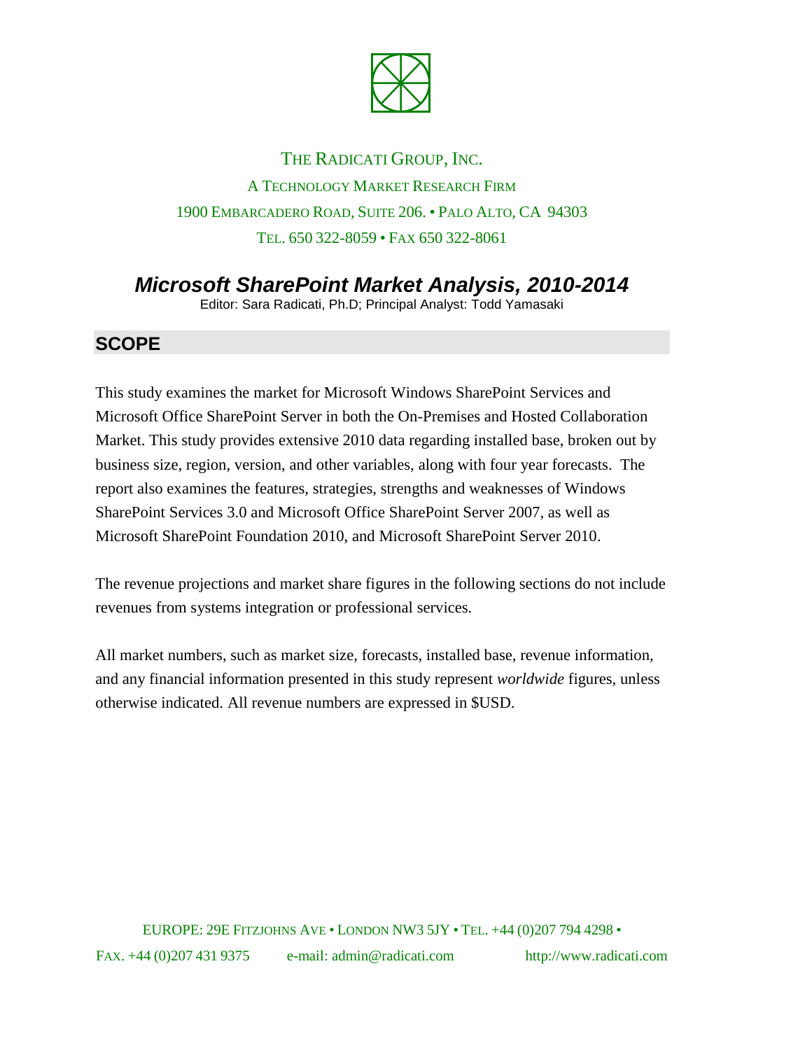THE RADICATI GROUP, INC.

A TECHNOLOGY MARKET RESEARCH FIRM

1900 EMBARCADERO ROAD, SUITE 206. • PALO ALTO, CA 94303

TEL. 650 322-8059 • FAX 650 322-8061

# *Microsoft SharePoint Market Analysis, 2010-2014*

Editor: Sara Radicati, Ph.D; Principal Analyst: Todd Yamasaki

## SCOPE

This study examines the market for Microsoft Windows SharePoint Services and Microsoft Office SharePoint Server in both the On-Premises and Hosted Collaboration Market. This study provides extensive 2010 data regarding installed base, broken out by business size, region, version, and other variables, along with four year forecasts. The report also examines the features, strategies, strengths and weaknesses of Windows SharePoint Services 3.0 and Microsoft Office SharePoint Server 2007, as well as Microsoft SharePoint Foundation 2010, and Microsoft SharePoint Server 2010.

The revenue projections and market share figures in the following sections do not include revenues from systems integration or professional services.

All market numbers, such as market size, forecasts, installed base, revenue information, and any financial information presented in this study represent *worldwide* figures, unless otherwise indicated. All revenue numbers are expressed in $USD.

EUROPE: 29E FITZJOHNS AVE • LONDON NW3 5JY • TEL. +44 (0)207 794 4298 • FAX. +44 (0)207 431 9375 e-mail: admin@radicati.com http://www.radicati.com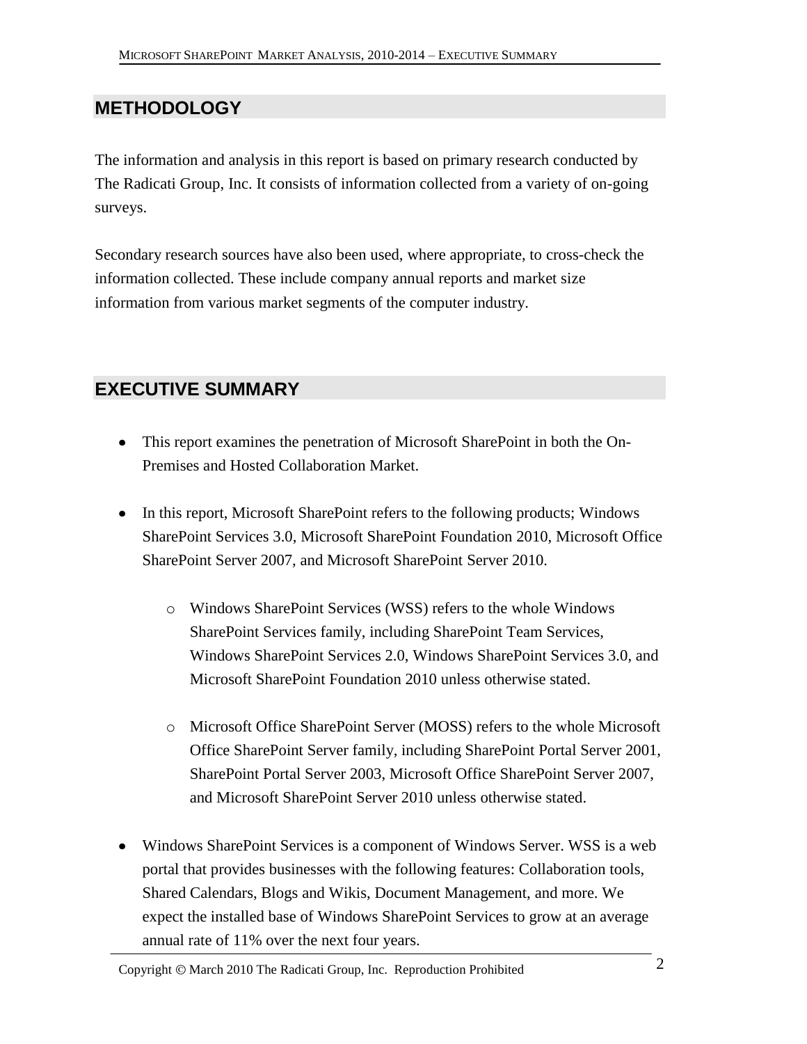## METHODOLOGY

The information and analysis in this report is based on primary research conducted by The Radicati Group, Inc. It consists of information collected from a variety of on-going surveys.

Secondary research sources have also been used, where appropriate, to cross-check the information collected. These include company annual reports and market size information from various market segments of the computer industry.

## EXECUTIVE SUMMARY

- This report examines the penetration of Microsoft SharePoint in both the On-Premises and Hosted Collaboration Market.
- In this report, Microsoft SharePoint refers to the following products; Windows SharePoint Services 3.0, Microsoft SharePoint Foundation 2010, Microsoft Office SharePoint Server 2007, and Microsoft SharePoint Server 2010.
    - Windows SharePoint Services (WSS) refers to the whole Windows SharePoint Services family, including SharePoint Team Services, Windows SharePoint Services 2.0, Windows SharePoint Services 3.0, and Microsoft SharePoint Foundation 2010 unless otherwise stated.
    - Microsoft Office SharePoint Server (MOSS) refers to the whole Microsoft Office SharePoint Server family, including SharePoint Portal Server 2001, SharePoint Portal Server 2003, Microsoft Office SharePoint Server 2007, and Microsoft SharePoint Server 2010 unless otherwise stated.
- Windows SharePoint Services is a component of Windows Server. WSS is a web portal that provides businesses with the following features: Collaboration tools, Shared Calendars, Blogs and Wikis, Document Management, and more. We expect the installed base of Windows SharePoint Services to grow at an average annual rate of 11% over the next four years.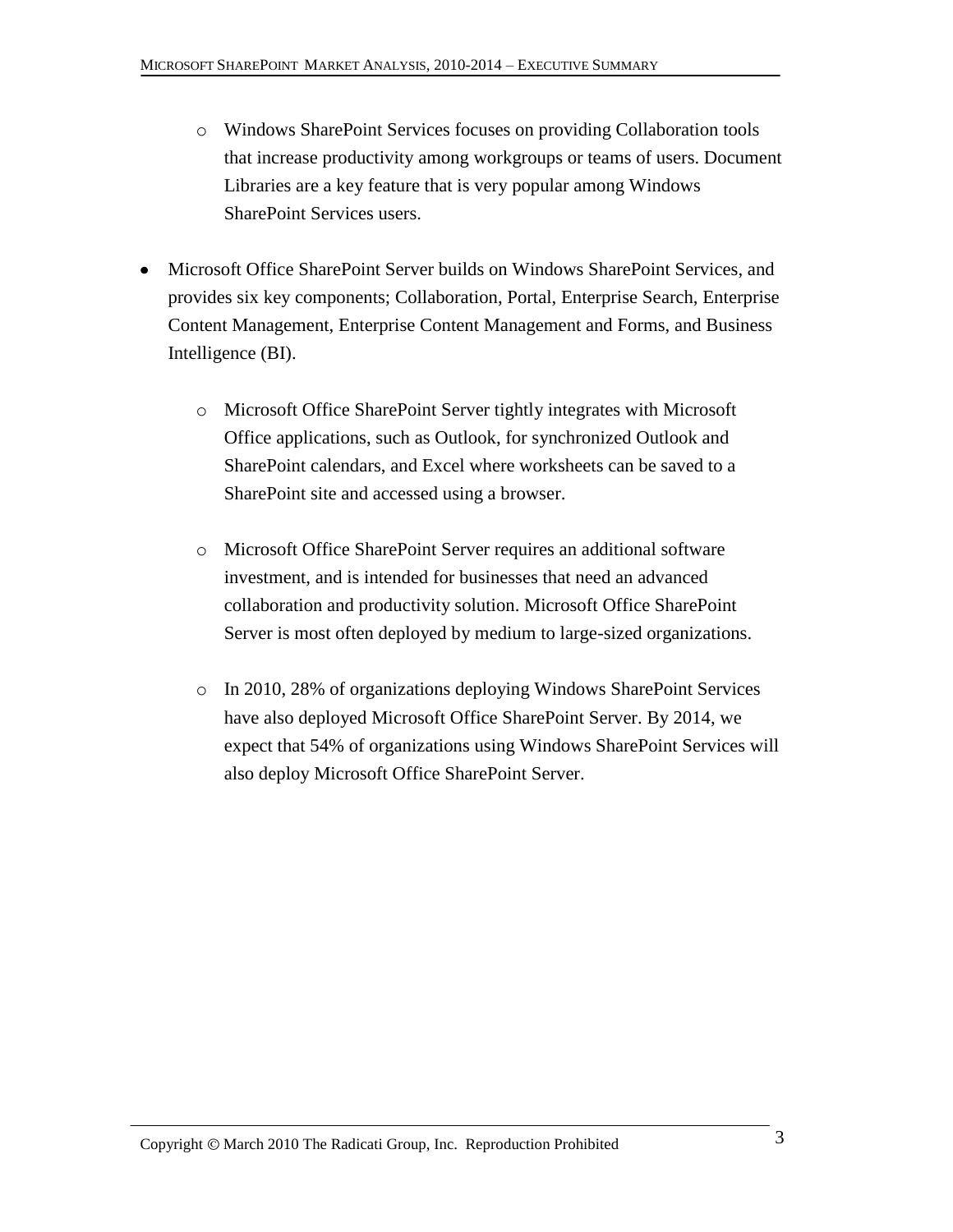- Windows SharePoint Services focuses on providing Collaboration tools that increase productivity among workgroups or teams of users. Document Libraries are a key feature that is very popular among Windows SharePoint Services users.

- Microsoft Office SharePoint Server builds on Windows SharePoint Services, and provides six key components; Collaboration, Portal, Enterprise Search, Enterprise Content Management, Enterprise Content Management and Forms, and Business Intelligence (BI).

    - Microsoft Office SharePoint Server tightly integrates with Microsoft Office applications, such as Outlook, for synchronized Outlook and SharePoint calendars, and Excel where worksheets can be saved to a SharePoint site and accessed using a browser.

    - Microsoft Office SharePoint Server requires an additional software investment, and is intended for businesses that need an advanced collaboration and productivity solution. Microsoft Office SharePoint Server is most often deployed by medium to large-sized organizations.

    - In 2010, 28% of organizations deploying Windows SharePoint Services have also deployed Microsoft Office SharePoint Server. By 2014, we expect that 54% of organizations using Windows SharePoint Services will also deploy Microsoft Office SharePoint Server.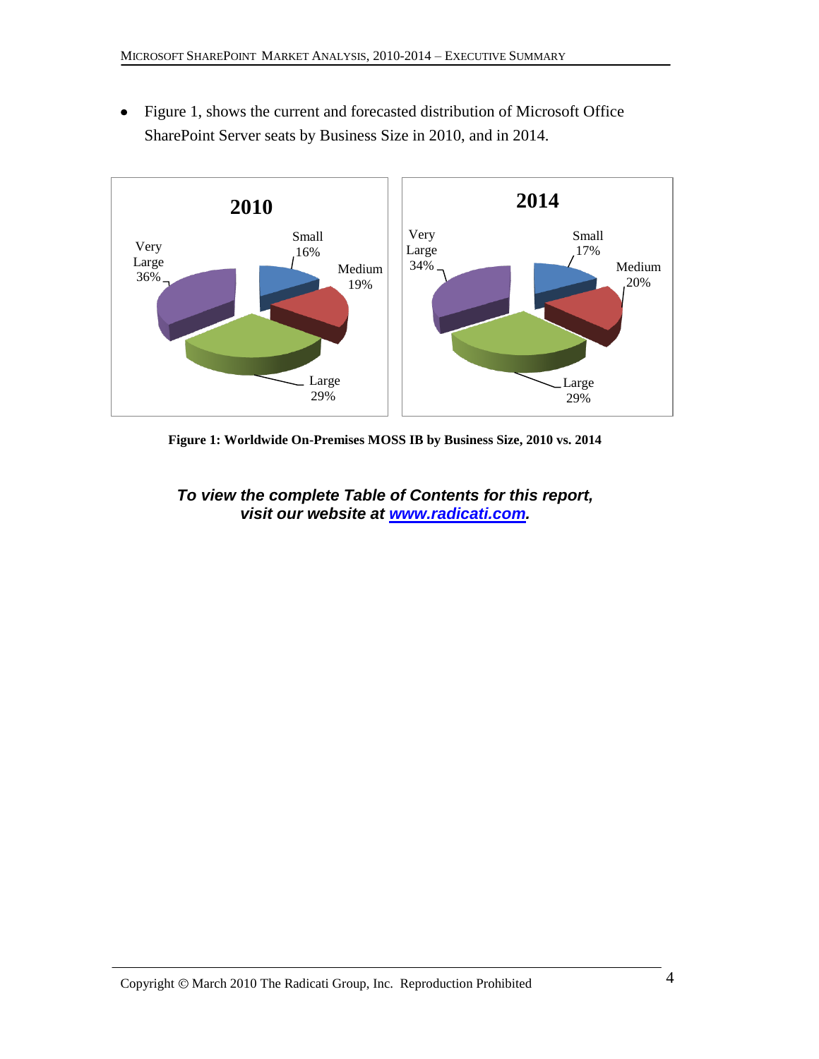- Figure 1, shows the current and forecasted distribution of Microsoft Office SharePoint Server seats by Business Size in 2010, and in 2014.

2010

Very Large 36%

Small 16%

Medium 19%

Large 29%

2014

Very Large 34%

Small 17%

Medium 20%

Large 29%

**Figure 1: Worldwide On-Premises MOSS IB by Business Size, 2010 vs. 2014**

***To view the complete Table of Contents for this report, visit our website at [www.radicati.com](http://www.radicati.com).***